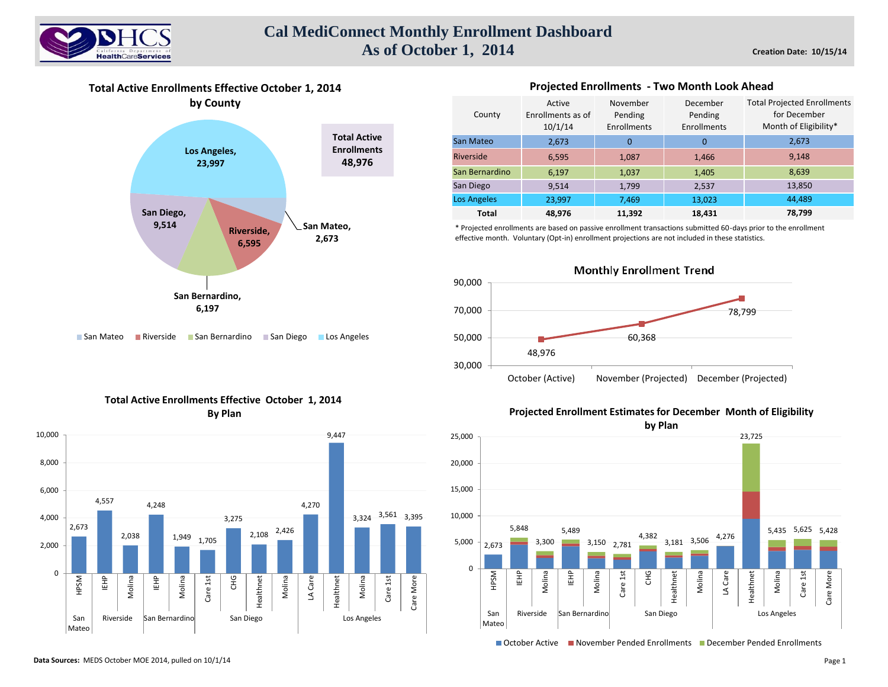# Cal MediConnect Monthly Enrollment Dashboard
## As of October 1, 2014

**Creation Date: 10/15/14**

### Total Active Enrollments Effective October 1, 2014 by County

| County | Active Enrollments |
|---|---|
| Los Angeles | 23,997 |
| San Diego | 9,514 |
| Riverside | 6,595 |
| San Bernardino | 6,197 |
| San Mateo | 2,673 |

**Total Active Enrollments 48,976**

### Projected Enrollments - Two Month Look Ahead

| County | Active Enrollments as of 10/1/14 | November Pending Enrollments | December Pending Enrollments | Total Projected Enrollments for December Month of Eligibility* |
|---|---|---|---|---|
| San Mateo | 2,673 | 0 | 0 | 2,673 |
| Riverside | 6,595 | 1,087 | 1,466 | 9,148 |
| San Bernardino | 6,197 | 1,037 | 1,405 | 8,639 |
| San Diego | 9,514 | 1,799 | 2,537 | 13,850 |
| Los Angeles | 23,997 | 7,469 | 13,023 | 44,489 |
| **Total** | **48,976** | **11,392** | **18,431** | **78,799** |

\* Projected enrollments are based on passive enrollment transactions submitted 60-days prior to the enrollment effective month. Voluntary (Opt-in) enrollment projections are not included in these statistics.

### Monthly Enrollment Trend

| Month | Enrollment |
|---|---|
| October (Active) | 48,976 |
| November (Projected) | 60,368 |
| December (Projected) | 78,799 |

### Total Active Enrollments Effective October 1, 2014 By Plan

| County | Plan | Enrollments |
|---|---|---|
| San Mateo | HPSM | 2,673 |
| Riverside | IEHP | 4,557 |
| Riverside | Molina | 2,038 |
| San Bernardino | IEHP | 4,248 |
| San Bernardino | Molina | 1,949 |
| San Diego | Care 1st | 1,705 |
| San Diego | CHG | 3,275 |
| San Diego | Healthnet | 2,108 |
| San Diego | Molina | 2,426 |
| Los Angeles | LA Care | 4,270 |
| Los Angeles | Healthnet | 9,447 |
| Los Angeles | Molina | 3,324 |
| Los Angeles | Care 1st | 3,561 |
| Los Angeles | Care More | 3,395 |

### Projected Enrollment Estimates for December Month of Eligibility by Plan

(October Active, November Pended Enrollments, December Pended Enrollments)

| County | Plan | Total Projected |
|---|---|---|
| San Mateo | HPSM | 2,673 |
| Riverside | IEHP | 5,848 |
| Riverside | Molina | 3,300 |
| San Bernardino | IEHP | 5,489 |
| San Bernardino | Molina | 3,150 |
| San Diego | Care 1st | 2,781 |
| San Diego | CHG | 4,382 |
| San Diego | Healthnet | 3,181 |
| San Diego | Molina | 3,506 |
| Los Angeles | LA Care | 4,276 |
| Los Angeles | Healthnet | 23,725 |
| Los Angeles | Molina | 5,435 |
| Los Angeles | Care 1st | 5,625 |
| Los Angeles | Care More | 5,428 |

**Data Sources:** MEDS October MOE 2014, pulled on 10/1/14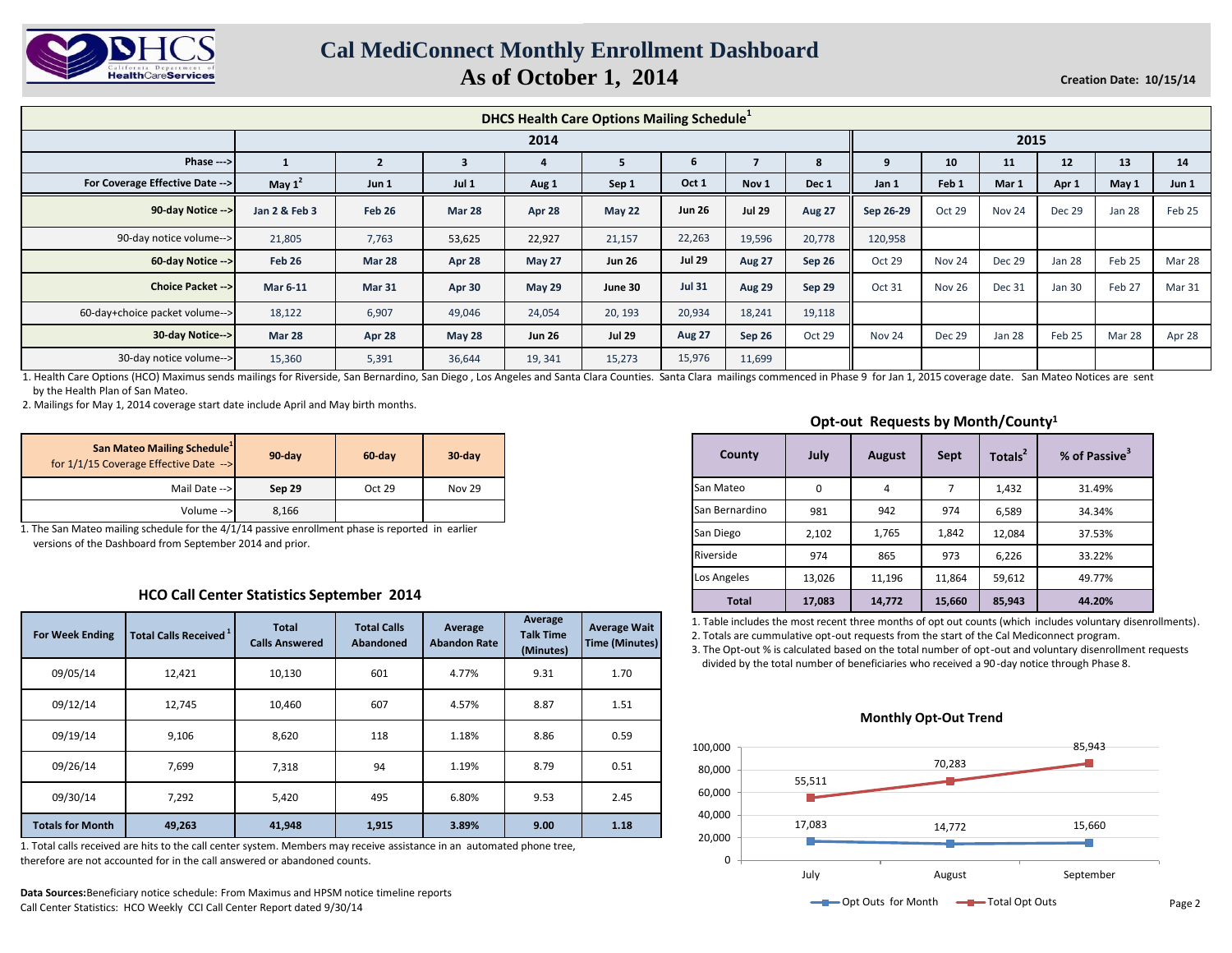# Cal MediConnect Monthly Enrollment Dashboard
## As of October 1, 2014

**Creation Date: 10/15/14**

### DHCS Health Care Options Mailing Schedule[1]

| | 2014 | | | | | | | | 2015 | | | | | |
|---|---|---|---|---|---|---|---|---|---|---|---|---|---|---|
| **Phase --->** | **1** | **2** | **3** | **4** | **5** | **6** | **7** | **8** | **9** | **10** | **11** | **12** | **13** | **14** |
| **For Coverage Effective Date -->** | **May 1[2]** | **Jun 1** | **Jul 1** | **Aug 1** | **Sep 1** | **Oct 1** | **Nov 1** | **Dec 1** | **Jan 1** | **Feb 1** | **Mar 1** | **Apr 1** | **May 1** | **Jun 1** |
| **90-day Notice -->** | **Jan 2 & Feb 3** | **Feb 26** | **Mar 28** | **Apr 28** | **May 22** | **Jun 26** | **Jul 29** | **Aug 27** | **Sep 26-29** | Oct 29 | Nov 24 | Dec 29 | Jan 28 | Feb 25 |
| 90-day notice volume--> | 21,805 | 7,763 | 53,625 | 22,927 | 21,157 | 22,263 | 19,596 | 20,778 | 120,958 | | | | | |
| **60-day Notice -->** | **Feb 26** | **Mar 28** | **Apr 28** | **May 27** | **Jun 26** | **Jul 29** | **Aug 27** | **Sep 26** | Oct 29 | Nov 24 | Dec 29 | Jan 28 | Feb 25 | Mar 28 |
| **Choice Packet -->** | **Mar 6-11** | **Mar 31** | **Apr 30** | **May 29** | **June 30** | **Jul 31** | **Aug 29** | **Sep 29** | Oct 31 | Nov 26 | Dec 31 | Jan 30 | Feb 27 | Mar 31 |
| 60-day+choice packet volume--> | 18,122 | 6,907 | 49,046 | 24,054 | 20, 193 | 20,934 | 18,241 | 19,118 | | | | | | |
| **30-day Notice-->** | **Mar 28** | **Apr 28** | **May 28** | **Jun 26** | **Jul 29** | **Aug 27** | **Sep 26** | Oct 29 | Nov 24 | Dec 29 | Jan 28 | Feb 25 | Mar 28 | Apr 28 |
| 30-day notice volume--> | 15,360 | 5,391 | 36,644 | 19, 341 | 15,273 | 15,976 | 11,699 | | | | | | | |

1. Health Care Options (HCO) Maximus sends mailings for Riverside, San Bernardino, San Diego , Los Angeles and Santa Clara Counties. Santa Clara mailings commenced in Phase 9 for Jan 1, 2015 coverage date. San Mateo Notices are sent by the Health Plan of San Mateo.
2. Mailings for May 1, 2014 coverage start date include April and May birth months.

| **San Mateo Mailing Schedule[1]** for 1/1/15 Coverage Effective Date --> | **90-day** | **60-day** | **30-day** |
|---|---|---|---|
| Mail Date --> | **Sep 29** | Oct 29 | Nov 29 |
| Volume --> | 8,166 | | |

1. The San Mateo mailing schedule for the 4/1/14 passive enrollment phase is reported in earlier versions of the Dashboard from September 2014 and prior.

### HCO Call Center Statistics September 2014

| For Week Ending | Total Calls Received[1] | Total Calls Answered | Total Calls Abandoned | Average Abandon Rate | Average Talk Time (Minutes) | Average Wait Time (Minutes) |
|---|---|---|---|---|---|---|
| 09/05/14 | 12,421 | 10,130 | 601 | 4.77% | 9.31 | 1.70 |
| 09/12/14 | 12,745 | 10,460 | 607 | 4.57% | 8.87 | 1.51 |
| 09/19/14 | 9,106 | 8,620 | 118 | 1.18% | 8.86 | 0.59 |
| 09/26/14 | 7,699 | 7,318 | 94 | 1.19% | 8.79 | 0.51 |
| 09/30/14 | 7,292 | 5,420 | 495 | 6.80% | 9.53 | 2.45 |
| **Totals for Month** | **49,263** | **41,948** | **1,915** | **3.89%** | **9.00** | **1.18** |

1. Total calls received are hits to the call center system. Members may receive assistance in an automated phone tree, therefore are not accounted for in the call answered or abandoned counts.

### Opt-out Requests by Month/County[1]

| County | July | August | Sept | Totals[2] | % of Passive[3] |
|---|---|---|---|---|---|
| San Mateo | 0 | 4 | 7 | 1,432 | 31.49% |
| San Bernardino | 981 | 942 | 974 | 6,589 | 34.34% |
| San Diego | 2,102 | 1,765 | 1,842 | 12,084 | 37.53% |
| Riverside | 974 | 865 | 973 | 6,226 | 33.22% |
| Los Angeles | 13,026 | 11,196 | 11,864 | 59,612 | 49.77% |
| **Total** | **17,083** | **14,772** | **15,660** | **85,943** | **44.20%** |

1. Table includes the most recent three months of opt out counts (which includes voluntary disenrollments).
2. Totals are cummulative opt-out requests from the start of the Cal Mediconnect program.
3. The Opt-out % is calculated based on the total number of opt-out and voluntary disenrollment requests divided by the total number of beneficiaries who received a 90-day notice through Phase 8.

### Monthly Opt-Out Trend

100,000
80,000
60,000
40,000
20,000
0

55,511
70,283
85,943
17,083
14,772
15,660

July
August
September

Opt Outs for Month
Total Opt Outs

**Data Sources:** Beneficiary notice schedule: From Maximus and HPSM notice timeline reports
Call Center Statistics: HCO Weekly CCI Call Center Report dated 9/30/14